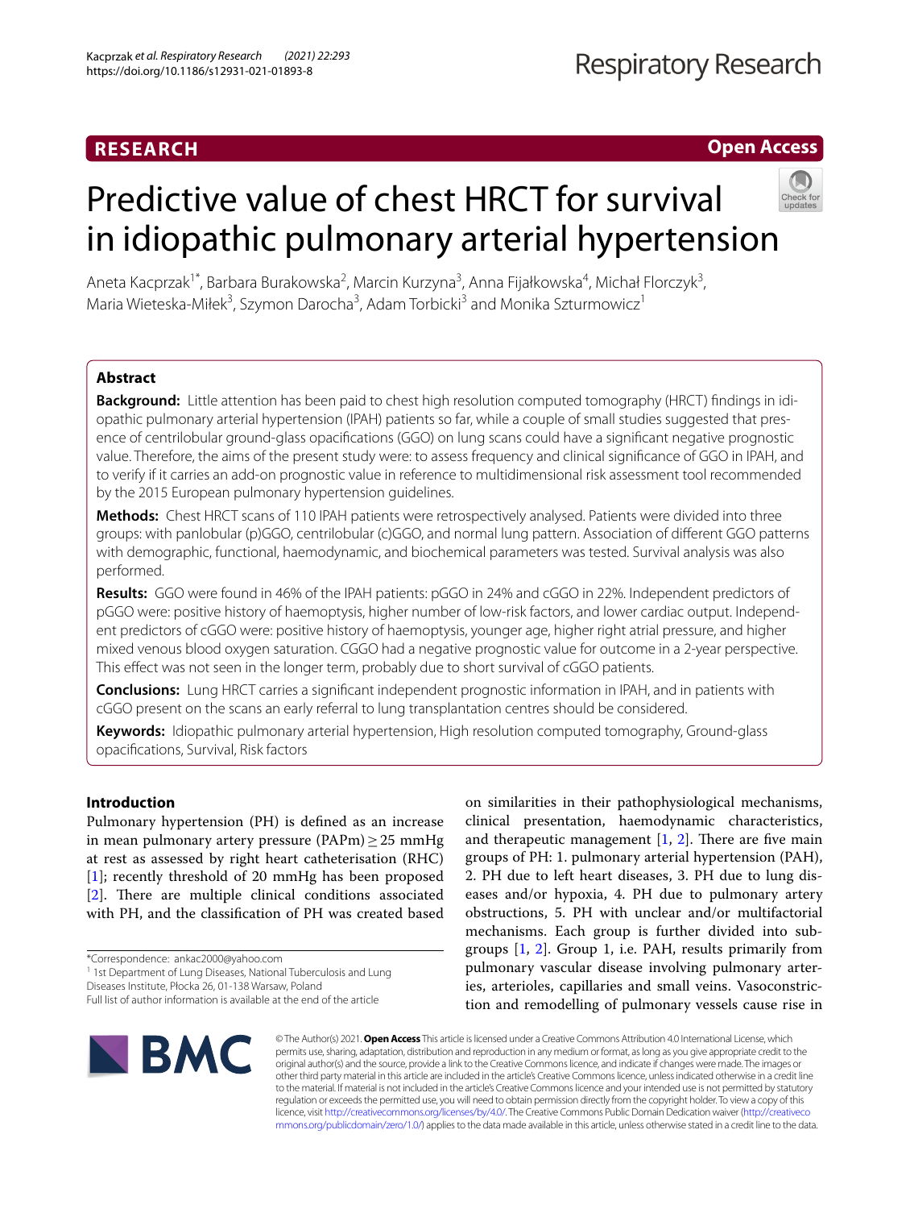# Predictive value of chest HRCT for survival in idiopathic pulmonary arterial hypertension

Aneta Kacprzak[1*], Barbara Burakowska[2], Marcin Kurzyna[3], Anna Fijałkowska[4], Michał Florczyk[3], Maria Wieteska-Miłek[3], Szymon Darocha[3], Adam Torbicki[3] and Monika Szturmowicz[1]

## Abstract

**Background:** Little attention has been paid to chest high resolution computed tomography (HRCT) findings in idiopathic pulmonary arterial hypertension (IPAH) patients so far, while a couple of small studies suggested that presence of centrilobular ground-glass opacifications (GGO) on lung scans could have a significant negative prognostic value. Therefore, the aims of the present study were: to assess frequency and clinical significance of GGO in IPAH, and to verify if it carries an add-on prognostic value in reference to multidimensional risk assessment tool recommended by the 2015 European pulmonary hypertension guidelines.

**Methods:** Chest HRCT scans of 110 IPAH patients were retrospectively analysed. Patients were divided into three groups: with panlobular (p)GGO, centrilobular (c)GGO, and normal lung pattern. Association of different GGO patterns with demographic, functional, haemodynamic, and biochemical parameters was tested. Survival analysis was also performed.

**Results:** GGO were found in 46% of the IPAH patients: pGGO in 24% and cGGO in 22%. Independent predictors of pGGO were: positive history of haemoptysis, higher number of low-risk factors, and lower cardiac output. Independent predictors of cGGO were: positive history of haemoptysis, younger age, higher right atrial pressure, and higher mixed venous blood oxygen saturation. CGGO had a negative prognostic value for outcome in a 2-year perspective. This effect was not seen in the longer term, probably due to short survival of cGGO patients.

**Conclusions:** Lung HRCT carries a significant independent prognostic information in IPAH, and in patients with cGGO present on the scans an early referral to lung transplantation centres should be considered.

**Keywords:** Idiopathic pulmonary arterial hypertension, High resolution computed tomography, Ground-glass opacifications, Survival, Risk factors

## Introduction

Pulmonary hypertension (PH) is defined as an increase in mean pulmonary artery pressure (PAPm) ≥ 25 mmHg at rest as assessed by right heart catheterisation (RHC) [1]; recently threshold of 20 mmHg has been proposed [2]. There are multiple clinical conditions associated with PH, and the classification of PH was created based on similarities in their pathophysiological mechanisms, clinical presentation, haemodynamic characteristics, and therapeutic management [1, 2]. There are five main groups of PH: 1. pulmonary arterial hypertension (PAH), 2. PH due to left heart diseases, 3. PH due to lung diseases and/or hypoxia, 4. PH due to pulmonary artery obstructions, 5. PH with unclear and/or multifactorial mechanisms. Each group is further divided into subgroups [1, 2]. Group 1, i.e. PAH, results primarily from pulmonary vascular disease involving pulmonary arteries, arterioles, capillaries and small veins. Vasoconstriction and remodelling of pulmonary vessels cause rise in

*Correspondence: ankac2000@yahoo.com
[1] 1st Department of Lung Diseases, National Tuberculosis and Lung Diseases Institute, Płocka 26, 01-138 Warsaw, Poland
Full list of author information is available at the end of the article

© The Author(s) 2021. **Open Access** This article is licensed under a Creative Commons Attribution 4.0 International License, which permits use, sharing, adaptation, distribution and reproduction in any medium or format, as long as you give appropriate credit to the original author(s) and the source, provide a link to the Creative Commons licence, and indicate if changes were made. The images or other third party material in this article are included in the article's Creative Commons licence, unless indicated otherwise in a credit line to the material. If material is not included in the article's Creative Commons licence and your intended use is not permitted by statutory regulation or exceeds the permitted use, you will need to obtain permission directly from the copyright holder. To view a copy of this licence, visit http://creativecommons.org/licenses/by/4.0/. The Creative Commons Public Domain Dedication waiver (http://creativecommons.org/publicdomain/zero/1.0/) applies to the data made available in this article, unless otherwise stated in a credit line to the data.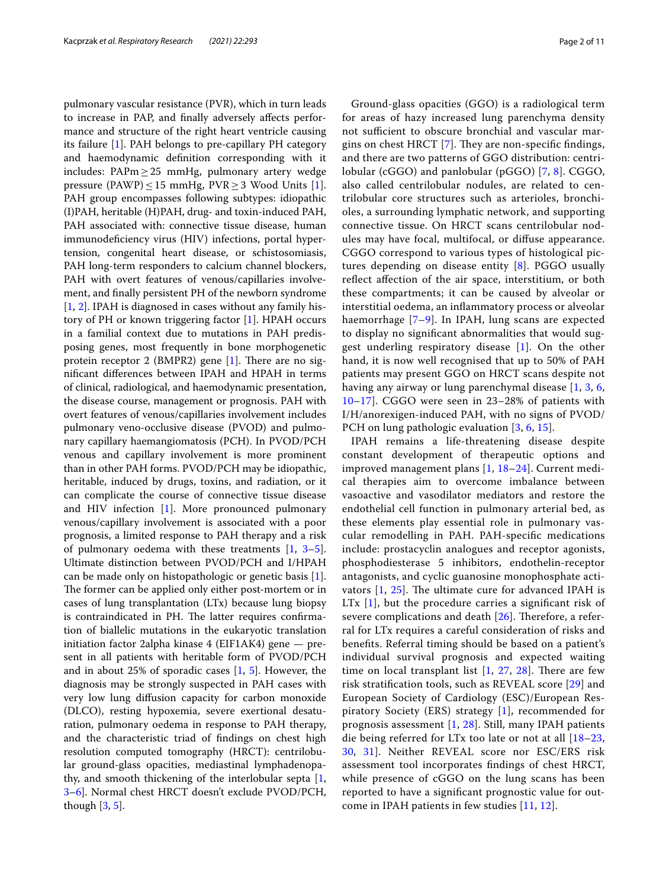pulmonary vascular resistance (PVR), which in turn leads to increase in PAP, and finally adversely affects performance and structure of the right heart ventricle causing its failure [1]. PAH belongs to pre-capillary PH category and haemodynamic definition corresponding with it includes: PAPm ≥ 25 mmHg, pulmonary artery wedge pressure (PAWP) ≤ 15 mmHg, PVR ≥ 3 Wood Units [1]. PAH group encompasses following subtypes: idiopathic (I)PAH, heritable (H)PAH, drug- and toxin-induced PAH, PAH associated with: connective tissue disease, human immunodeficiency virus (HIV) infections, portal hypertension, congenital heart disease, or schistosomiasis, PAH long-term responders to calcium channel blockers, PAH with overt features of venous/capillaries involvement, and finally persistent PH of the newborn syndrome [1, 2]. IPAH is diagnosed in cases without any family history of PH or known triggering factor [1]. HPAH occurs in a familial context due to mutations in PAH predisposing genes, most frequently in bone morphogenetic protein receptor 2 (BMPR2) gene [1]. There are no significant differences between IPAH and HPAH in terms of clinical, radiological, and haemodynamic presentation, the disease course, management or prognosis. PAH with overt features of venous/capillaries involvement includes pulmonary veno-occlusive disease (PVOD) and pulmonary capillary haemangiomatosis (PCH). In PVOD/PCH venous and capillary involvement is more prominent than in other PAH forms. PVOD/PCH may be idiopathic, heritable, induced by drugs, toxins, and radiation, or it can complicate the course of connective tissue disease and HIV infection [1]. More pronounced pulmonary venous/capillary involvement is associated with a poor prognosis, a limited response to PAH therapy and a risk of pulmonary oedema with these treatments [1, 3–5]. Ultimate distinction between PVOD/PCH and I/HPAH can be made only on histopathologic or genetic basis [1]. The former can be applied only either post-mortem or in cases of lung transplantation (LTx) because lung biopsy is contraindicated in PH. The latter requires confirmation of biallelic mutations in the eukaryotic translation initiation factor 2alpha kinase 4 (EIF1AK4) gene — present in all patients with heritable form of PVOD/PCH and in about 25% of sporadic cases [1, 5]. However, the diagnosis may be strongly suspected in PAH cases with very low lung diffusion capacity for carbon monoxide (DLCO), resting hypoxemia, severe exertional desaturation, pulmonary oedema in response to PAH therapy, and the characteristic triad of findings on chest high resolution computed tomography (HRCT): centrilobular ground-glass opacities, mediastinal lymphadenopathy, and smooth thickening of the interlobular septa [1, 3–6]. Normal chest HRCT doesn't exclude PVOD/PCH, though [3, 5].

Ground-glass opacities (GGO) is a radiological term for areas of hazy increased lung parenchyma density not sufficient to obscure bronchial and vascular margins on chest HRCT [7]. They are non-specific findings, and there are two patterns of GGO distribution: centrilobular (cGGO) and panlobular (pGGO) [7, 8]. CGGO, also called centrilobular nodules, are related to centrilobular core structures such as arterioles, bronchioles, a surrounding lymphatic network, and supporting connective tissue. On HRCT scans centrilobular nodules may have focal, multifocal, or diffuse appearance. CGGO correspond to various types of histological pictures depending on disease entity [8]. PGGO usually reflect affection of the air space, interstitium, or both these compartments; it can be caused by alveolar or interstitial oedema, an inflammatory process or alveolar haemorrhage [7–9]. In IPAH, lung scans are expected to display no significant abnormalities that would suggest underling respiratory disease [1]. On the other hand, it is now well recognised that up to 50% of PAH patients may present GGO on HRCT scans despite not having any airway or lung parenchymal disease [1, 3, 6, 10–17]. CGGO were seen in 23–28% of patients with I/H/anorexigen-induced PAH, with no signs of PVOD/PCH on lung pathologic evaluation [3, 6, 15].

IPAH remains a life-threatening disease despite constant development of therapeutic options and improved management plans [1, 18–24]. Current medical therapies aim to overcome imbalance between vasoactive and vasodilator mediators and restore the endothelial cell function in pulmonary arterial bed, as these elements play essential role in pulmonary vascular remodelling in PAH. PAH-specific medications include: prostacyclin analogues and receptor agonists, phosphodiesterase 5 inhibitors, endothelin-receptor antagonists, and cyclic guanosine monophosphate activators [1, 25]. The ultimate cure for advanced IPAH is LTx [1], but the procedure carries a significant risk of severe complications and death [26]. Therefore, a referral for LTx requires a careful consideration of risks and benefits. Referral timing should be based on a patient's individual survival prognosis and expected waiting time on local transplant list [1, 27, 28]. There are few risk stratification tools, such as REVEAL score [29] and European Society of Cardiology (ESC)/European Respiratory Society (ERS) strategy [1], recommended for prognosis assessment [1, 28]. Still, many IPAH patients die being referred for LTx too late or not at all [18–23, 30, 31]. Neither REVEAL score nor ESC/ERS risk assessment tool incorporates findings of chest HRCT, while presence of cGGO on the lung scans has been reported to have a significant prognostic value for outcome in IPAH patients in few studies [11, 12].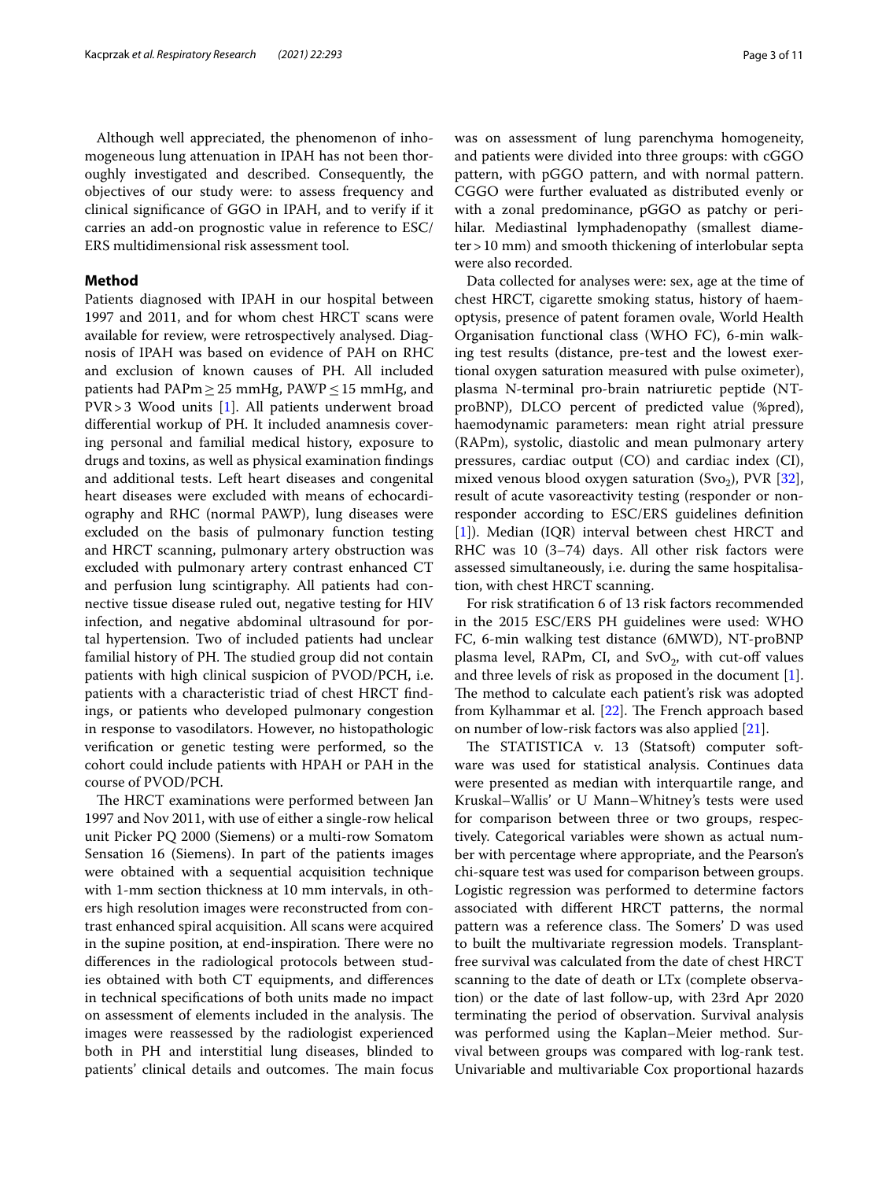Although well appreciated, the phenomenon of inhomogeneous lung attenuation in IPAH has not been thoroughly investigated and described. Consequently, the objectives of our study were: to assess frequency and clinical significance of GGO in IPAH, and to verify if it carries an add-on prognostic value in reference to ESC/ERS multidimensional risk assessment tool.

## Method

Patients diagnosed with IPAH in our hospital between 1997 and 2011, and for whom chest HRCT scans were available for review, were retrospectively analysed. Diagnosis of IPAH was based on evidence of PAH on RHC and exclusion of known causes of PH. All included patients had PAPm ≥ 25 mmHg, PAWP ≤ 15 mmHg, and PVR > 3 Wood units [1]. All patients underwent broad differential workup of PH. It included anamnesis covering personal and familial medical history, exposure to drugs and toxins, as well as physical examination findings and additional tests. Left heart diseases and congenital heart diseases were excluded with means of echocardiography and RHC (normal PAWP), lung diseases were excluded on the basis of pulmonary function testing and HRCT scanning, pulmonary artery obstruction was excluded with pulmonary artery contrast enhanced CT and perfusion lung scintigraphy. All patients had connective tissue disease ruled out, negative testing for HIV infection, and negative abdominal ultrasound for portal hypertension. Two of included patients had unclear familial history of PH. The studied group did not contain patients with high clinical suspicion of PVOD/PCH, i.e. patients with a characteristic triad of chest HRCT findings, or patients who developed pulmonary congestion in response to vasodilators. However, no histopathologic verification or genetic testing were performed, so the cohort could include patients with HPAH or PAH in the course of PVOD/PCH.

The HRCT examinations were performed between Jan 1997 and Nov 2011, with use of either a single-row helical unit Picker PQ 2000 (Siemens) or a multi-row Somatom Sensation 16 (Siemens). In part of the patients images were obtained with a sequential acquisition technique with 1-mm section thickness at 10 mm intervals, in others high resolution images were reconstructed from contrast enhanced spiral acquisition. All scans were acquired in the supine position, at end-inspiration. There were no differences in the radiological protocols between studies obtained with both CT equipments, and differences in technical specifications of both units made no impact on assessment of elements included in the analysis. The images were reassessed by the radiologist experienced both in PH and interstitial lung diseases, blinded to patients' clinical details and outcomes. The main focus was on assessment of lung parenchyma homogeneity, and patients were divided into three groups: with cGGO pattern, with pGGO pattern, and with normal pattern. CGGO were further evaluated as distributed evenly or with a zonal predominance, pGGO as patchy or perihilar. Mediastinal lymphadenopathy (smallest diameter > 10 mm) and smooth thickening of interlobular septa were also recorded.

Data collected for analyses were: sex, age at the time of chest HRCT, cigarette smoking status, history of haemoptysis, presence of patent foramen ovale, World Health Organisation functional class (WHO FC), 6-min walking test results (distance, pre-test and the lowest exertional oxygen saturation measured with pulse oximeter), plasma N-terminal pro-brain natriuretic peptide (NT-proBNP), DLCO percent of predicted value (%pred), haemodynamic parameters: mean right atrial pressure (RAPm), systolic, diastolic and mean pulmonary artery pressures, cardiac output (CO) and cardiac index (CI), mixed venous blood oxygen saturation ($Svo_2$), PVR [32], result of acute vasoreactivity testing (responder or non-responder according to ESC/ERS guidelines definition [1]). Median (IQR) interval between chest HRCT and RHC was 10 (3–74) days. All other risk factors were assessed simultaneously, i.e. during the same hospitalisation, with chest HRCT scanning.

For risk stratification 6 of 13 risk factors recommended in the 2015 ESC/ERS PH guidelines were used: WHO FC, 6-min walking test distance (6MWD), NT-proBNP plasma level, RAPm, CI, and $SvO_2$, with cut-off values and three levels of risk as proposed in the document [1]. The method to calculate each patient's risk was adopted from Kylhammar et al. [22]. The French approach based on number of low-risk factors was also applied [21].

The STATISTICA v. 13 (Statsoft) computer software was used for statistical analysis. Continues data were presented as median with interquartile range, and Kruskal–Wallis' or U Mann–Whitney's tests were used for comparison between three or two groups, respectively. Categorical variables were shown as actual number with percentage where appropriate, and the Pearson's chi-square test was used for comparison between groups. Logistic regression was performed to determine factors associated with different HRCT patterns, the normal pattern was a reference class. The Somers' D was used to built the multivariate regression models. Transplant-free survival was calculated from the date of chest HRCT scanning to the date of death or LTx (complete observation) or the date of last follow-up, with 23rd Apr 2020 terminating the period of observation. Survival analysis was performed using the Kaplan–Meier method. Survival between groups was compared with log-rank test. Univariable and multivariable Cox proportional hazards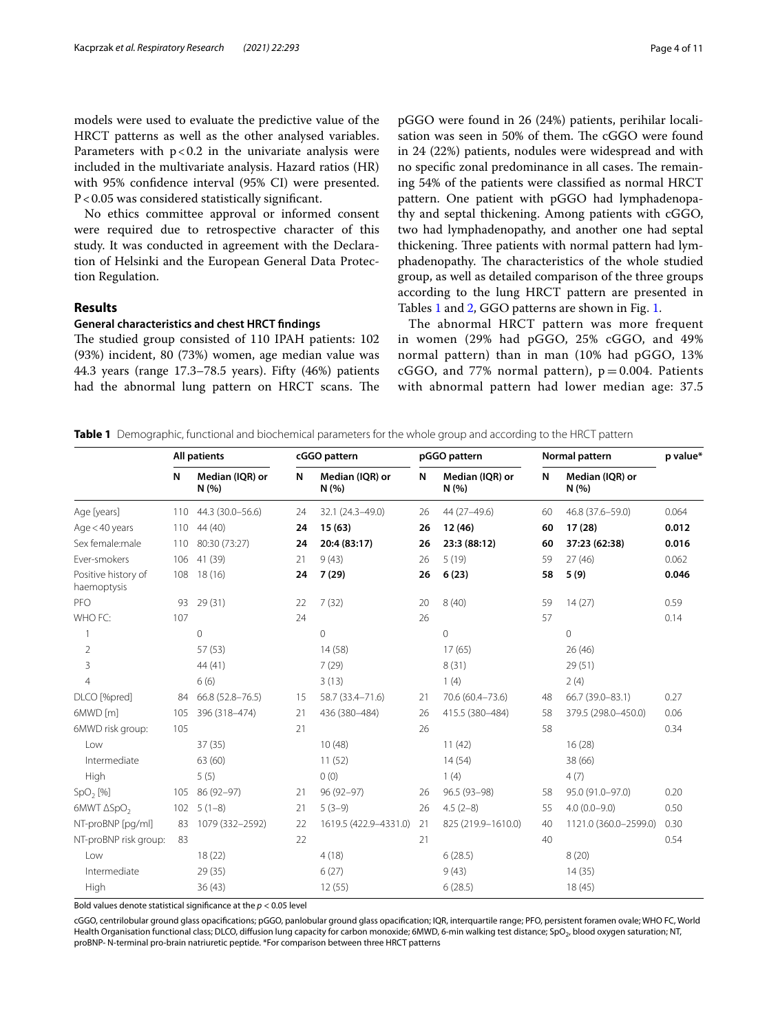models were used to evaluate the predictive value of the HRCT patterns as well as the other analysed variables. Parameters with $p < 0.2$ in the univariate analysis were included in the multivariate analysis. Hazard ratios (HR) with 95% confidence interval (95% CI) were presented. $P < 0.05$ was considered statistically significant.

No ethics committee approval or informed consent were required due to retrospective character of this study. It was conducted in agreement with the Declaration of Helsinki and the European General Data Protection Regulation.

## Results

### General characteristics and chest HRCT findings

The studied group consisted of 110 IPAH patients: 102 (93%) incident, 80 (73%) women, age median value was 44.3 years (range 17.3–78.5 years). Fifty (46%) patients had the abnormal lung pattern on HRCT scans. The pGGO were found in 26 (24%) patients, perihilar localisation was seen in 50% of them. The cGGO were found in 24 (22%) patients, nodules were widespread and with no specific zonal predominance in all cases. The remaining 54% of the patients were classified as normal HRCT pattern. One patient with pGGO had lymphadenopathy and septal thickening. Among patients with cGGO, two had lymphadenopathy, and another one had septal thickening. Three patients with normal pattern had lymphadenopathy. The characteristics of the whole studied group, as well as detailed comparison of the three groups according to the lung HRCT pattern are presented in Tables 1 and 2, GGO patterns are shown in Fig. 1.

The abnormal HRCT pattern was more frequent in women (29% had pGGO, 25% cGGO, and 49% normal pattern) than in man (10% had pGGO, 13% cGGO, and 77% normal pattern), $p = 0.004$. Patients with abnormal pattern had lower median age: 37.5

**Table 1** Demographic, functional and biochemical parameters for the whole group and according to the HRCT pattern

| | All patients | | cGGO pattern | | pGGO pattern | | Normal pattern | | p value* |
|---|---|---|---|---|---|---|---|---|---|
| | N | Median (IQR) or N (%) | N | Median (IQR) or N (%) | N | Median (IQR) or N (%) | N | Median (IQR) or N (%) | |
| Age [years] | 110 | 44.3 (30.0–56.6) | 24 | 32.1 (24.3–49.0) | 26 | 44 (27–49.6) | 60 | 46.8 (37.6–59.0) | 0.064 |
| Age < 40 years | 110 | 44 (40) | **24** | **15 (63)** | **26** | **12 (46)** | **60** | **17 (28)** | **0.012** |
| Sex female:male | 110 | 80:30 (73:27) | **24** | **20:4 (83:17)** | **26** | **23:3 (88:12)** | **60** | **37:23 (62:38)** | **0.016** |
| Ever-smokers | 106 | 41 (39) | 21 | 9 (43) | 26 | 5 (19) | 59 | 27 (46) | 0.062 |
| Positive history of haemoptysis | 108 | 18 (16) | **24** | **7 (29)** | **26** | **6 (23)** | **58** | **5 (9)** | **0.046** |
| PFO | 93 | 29 (31) | 22 | 7 (32) | 20 | 8 (40) | 59 | 14 (27) | 0.59 |
| WHO FC: | 107 | | 24 | | 26 | | 57 | | 0.14 |
| 1 | | 0 | | 0 | | 0 | | 0 | |
| 2 | | 57 (53) | | 14 (58) | | 17 (65) | | 26 (46) | |
| 3 | | 44 (41) | | 7 (29) | | 8 (31) | | 29 (51) | |
| 4 | | 6 (6) | | 3 (13) | | 1 (4) | | 2 (4) | |
| DLCO [%pred] | 84 | 66.8 (52.8–76.5) | 15 | 58.7 (33.4–71.6) | 21 | 70.6 (60.4–73.6) | 48 | 66.7 (39.0–83.1) | 0.27 |
| 6MWD [m] | 105 | 396 (318–474) | 21 | 436 (380–484) | 26 | 415.5 (380–484) | 58 | 379.5 (298.0–450.0) | 0.06 |
| 6MWD risk group: | 105 | | 21 | | 26 | | 58 | | 0.34 |
| Low | | 37 (35) | | 10 (48) | | 11 (42) | | 16 (28) | |
| Intermediate | | 63 (60) | | 11 (52) | | 14 (54) | | 38 (66) | |
| High | | 5 (5) | | 0 (0) | | 1 (4) | | 4 (7) | |
| $SpO_2$ [%] | 105 | 86 (92–97) | 21 | 96 (92–97) | 26 | 96.5 (93–98) | 58 | 95.0 (91.0–97.0) | 0.20 |
| 6MWT $\Delta SpO_2$ | 102 | 5 (1–8) | 21 | 5 (3–9) | 26 | 4.5 (2–8) | 55 | 4.0 (0.0–9.0) | 0.50 |
| NT-proBNP [pg/ml] | 83 | 1079 (332–2592) | 22 | 1619.5 (422.9–4331.0) | 21 | 825 (219.9–1610.0) | 40 | 1121.0 (360.0–2599.0) | 0.30 |
| NT-proBNP risk group: | 83 | | 22 | | 21 | | 40 | | 0.54 |
| Low | | 18 (22) | | 4 (18) | | 6 (28.5) | | 8 (20) | |
| Intermediate | | 29 (35) | | 6 (27) | | 9 (43) | | 14 (35) | |
| High | | 36 (43) | | 12 (55) | | 6 (28.5) | | 18 (45) | |

Bold values denote statistical significance at the $p < 0.05$ level

cGGO, centrilobular ground glass opacifications; pGGO, panlobular ground glass opacification; IQR, interquartile range; PFO, persistent foramen ovale; WHO FC, World Health Organisation functional class; DLCO, diffusion lung capacity for carbon monoxide; 6MWD, 6-min walking test distance; $SpO_2$, blood oxygen saturation; NT, proBNP- N-terminal pro-brain natriuretic peptide. *For comparison between three HRCT patterns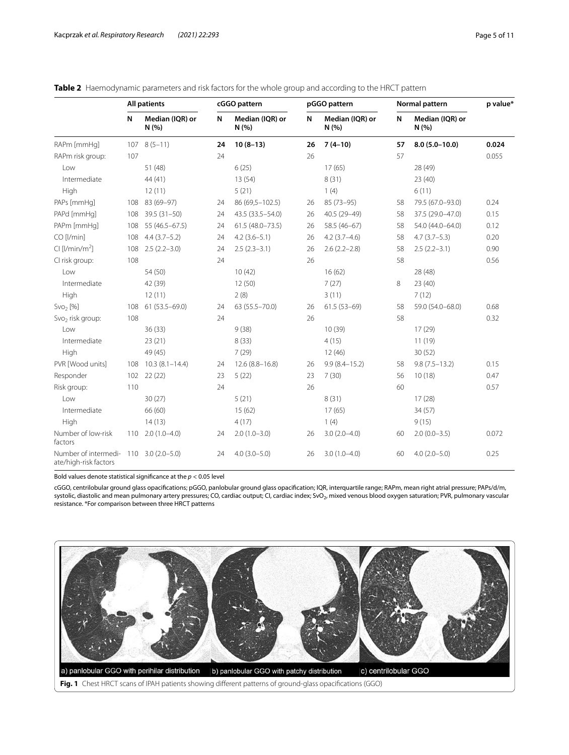**Table 2** Haemodynamic parameters and risk factors for the whole group and according to the HRCT pattern

| | All patients | | cGGO pattern | | pGGO pattern | | Normal pattern | | p value* |
|---|---|---|---|---|---|---|---|---|---|
| | N | Median (IQR) or N (%) | N | Median (IQR) or N (%) | N | Median (IQR) or N (%) | N | Median (IQR) or N (%) | |
| RAPm [mmHg] | 107 | 8 (5–11) | **24** | **10 (8–13)** | **26** | **7 (4–10)** | **57** | **8.0 (5.0–10.0)** | **0.024** |
| RAPm risk group: | 107 | | 24 | | 26 | | 57 | | 0.055 |
| Low | | 51 (48) | | 6 (25) | | 17 (65) | | 28 (49) | |
| Intermediate | | 44 (41) | | 13 (54) | | 8 (31) | | 23 (40) | |
| High | | 12 (11) | | 5 (21) | | 1 (4) | | 6 (11) | |
| PAPs [mmHg] | 108 | 83 (69–97) | 24 | 86 (69,5–102.5) | 26 | 85 (73–95) | 58 | 79.5 (67.0–93.0) | 0.24 |
| PAPd [mmHg] | 108 | 39.5 (31–50) | 24 | 43.5 (33.5–54.0) | 26 | 40.5 (29–49) | 58 | 37.5 (29.0–47.0) | 0.15 |
| PAPm [mmHg] | 108 | 55 (46.5–67.5) | 24 | 61.5 (48.0–73.5) | 26 | 58.5 (46–67) | 58 | 54.0 (44.0–64.0) | 0.12 |
| CO [l/min] | 108 | 4.4 (3.7–5.2) | 24 | 4.2 (3.6–5.1) | 26 | 4.2 (3.7–4.6) | 58 | 4.7 (3.7–5.3) | 0.20 |
| CI [l/min/m$^2$] | 108 | 2.5 (2.2–3.0) | 24 | 2.5 (2.3–3.1) | 26 | 2.6 (2.2–2.8) | 58 | 2.5 (2.2–3.1) | 0.90 |
| CI risk group: | 108 | | 24 | | 26 | | 58 | | 0.56 |
| Low | | 54 (50) | | 10 (42) | | 16 (62) | | 28 (48) | |
| Intermediate | | 42 (39) | | 12 (50) | | 7 (27) | 8 | 23 (40) | |
| High | | 12 (11) | | 2 (8) | | 3 (11) | | 7 (12) | |
| $SvO_2$ [%] | 108 | 61 (53.5–69.0) | 24 | 63 (55.5–70.0) | 26 | 61.5 (53–69) | 58 | 59.0 (54.0–68.0) | 0.68 |
| $SvO_2$ risk group: | 108 | | 24 | | 26 | | 58 | | 0.32 |
| Low | | 36 (33) | | 9 (38) | | 10 (39) | | 17 (29) | |
| Intermediate | | 23 (21) | | 8 (33) | | 4 (15) | | 11 (19) | |
| High | | 49 (45) | | 7 (29) | | 12 (46) | | 30 (52) | |
| PVR [Wood units] | 108 | 10.3 (8.1–14.4) | 24 | 12.6 (8.8–16.8) | 26 | 9.9 (8.4–15.2) | 58 | 9.8 (7.5–13.2) | 0.15 |
| Responder | 102 | 22 (22) | 23 | 5 (22) | 23 | 7 (30) | 56 | 10 (18) | 0.47 |
| Risk group: | 110 | | 24 | | 26 | | 60 | | 0.57 |
| Low | | 30 (27) | | 5 (21) | | 8 (31) | | 17 (28) | |
| Intermediate | | 66 (60) | | 15 (62) | | 17 (65) | | 34 (57) | |
| High | | 14 (13) | | 4 (17) | | 1 (4) | | 9 (15) | |
| Number of low-risk factors | 110 | 2.0 (1.0–4.0) | 24 | 2.0 (1.0–3.0) | 26 | 3.0 (2.0–4.0) | 60 | 2.0 (0.0–3.5) | 0.072 |
| Number of intermediate/high-risk factors | 110 | 3.0 (2.0–5.0) | 24 | 4.0 (3.0–5.0) | 26 | 3.0 (1.0–4.0) | 60 | 4.0 (2.0–5.0) | 0.25 |

Bold values denote statistical significance at the $p < 0.05$ level

cGGO, centrilobular ground glass opacifications; pGGO, panlobular ground glass opacification; IQR, interquartile range; RAPm, mean right atrial pressure; PAPs/d/m, systolic, diastolic and mean pulmonary artery pressures; CO, cardiac output; CI, cardiac index; $SvO_2$, mixed venous blood oxygen saturation; PVR, pulmonary vascular resistance. *For comparison between three HRCT patterns

**Fig. 1** Chest HRCT scans of IPAH patients showing different patterns of ground-glass opacifications (GGO)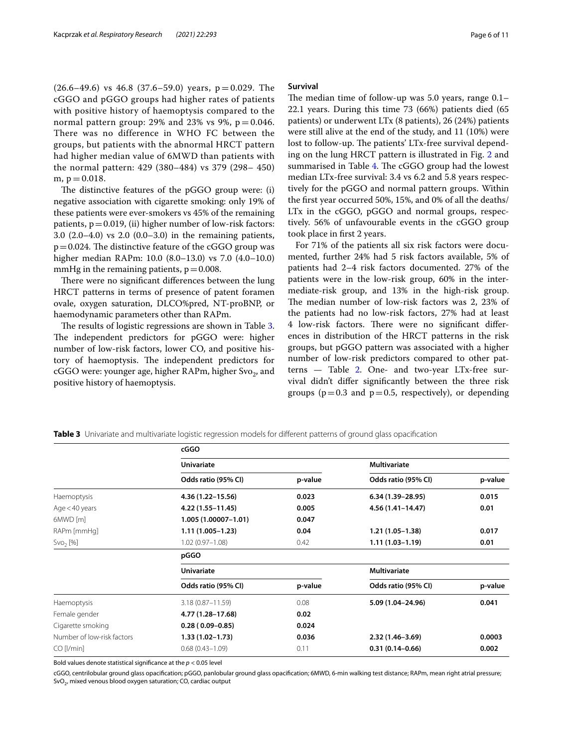(26.6–49.6) vs 46.8 (37.6–59.0) years, p = 0.029. The cGGO and pGGO groups had higher rates of patients with positive history of haemoptysis compared to the normal pattern group: 29% and 23% vs 9%, p = 0.046. There was no difference in WHO FC between the groups, but patients with the abnormal HRCT pattern had higher median value of 6MWD than patients with the normal pattern: 429 (380–484) vs 379 (298– 450) m, p = 0.018.

The distinctive features of the pGGO group were: (i) negative association with cigarette smoking: only 19% of these patients were ever-smokers vs 45% of the remaining patients, p = 0.019, (ii) higher number of low-risk factors: 3.0 (2.0–4.0) vs 2.0 (0.0–3.0) in the remaining patients, p = 0.024. The distinctive feature of the cGGO group was higher median RAPm: 10.0 (8.0–13.0) vs 7.0 (4.0–10.0) mmHg in the remaining patients, p = 0.008.

There were no significant differences between the lung HRCT patterns in terms of presence of patent foramen ovale, oxygen saturation, DLCO%pred, NT-proBNP, or haemodynamic parameters other than RAPm.

The results of logistic regressions are shown in Table 3. The independent predictors for pGGO were: higher number of low-risk factors, lower CO, and positive history of haemoptysis. The independent predictors for cGGO were: younger age, higher RAPm, higher $Svo_2$, and positive history of haemoptysis.

### Survival

The median time of follow-up was 5.0 years, range 0.1–22.1 years. During this time 73 (66%) patients died (65 patients) or underwent LTx (8 patients), 26 (24%) patients were still alive at the end of the study, and 11 (10%) were lost to follow-up. The patients' LTx-free survival depending on the lung HRCT pattern is illustrated in Fig. 2 and summarised in Table 4. The cGGO group had the lowest median LTx-free survival: 3.4 vs 6.2 and 5.8 years respectively for the pGGO and normal pattern groups. Within the first year occurred 50%, 15%, and 0% of all the deaths/LTx in the cGGO, pGGO and normal groups, respectively. 56% of unfavourable events in the cGGO group took place in first 2 years.

For 71% of the patients all six risk factors were documented, further 24% had 5 risk factors available, 5% of patients had 2–4 risk factors documented. 27% of the patients were in the low-risk group, 60% in the intermediate-risk group, and 13% in the high-risk group. The median number of low-risk factors was 2, 23% of the patients had no low-risk factors, 27% had at least 4 low-risk factors. There were no significant differences in distribution of the HRCT patterns in the risk groups, but pGGO pattern was associated with a higher number of low-risk predictors compared to other patterns — Table 2. One- and two-year LTx-free survival didn't differ significantly between the three risk groups (p = 0.3 and p = 0.5, respectively), or depending

**Table 3** Univariate and multivariate logistic regression models for different patterns of ground glass opacification

| | **cGGO** | | | |
|---|---|---|---|---|
| | **Univariate** | | **Multivariate** | |
| | **Odds ratio (95% CI)** | **p-value** | **Odds ratio (95% CI)** | **p-value** |
| Haemoptysis | **4.36 (1.22–15.56)** | **0.023** | **6.34 (1.39–28.95)** | **0.015** |
| Age < 40 years | **4.22 (1.55–11.45)** | **0.005** | **4.56 (1.41–14.47)** | **0.01** |
| 6MWD [m] | **1.005 (1.00007–1.01)** | **0.047** | | |
| RAPm [mmHg] | **1.11 (1.005–1.23)** | **0.04** | **1.21 (1.05–1.38)** | **0.017** |
| $Svo_2$ [%] | 1.02 (0.97–1.08) | 0.42 | **1.11 (1.03–1.19)** | **0.01** |
| | **pGGO** | | | |
| | **Univariate** | | **Multivariate** | |
| | **Odds ratio (95% CI)** | **p-value** | **Odds ratio (95% CI)** | **p-value** |
| Haemoptysis | 3.18 (0.87–11.59) | 0.08 | **5.09 (1.04–24.96)** | **0.041** |
| Female gender | **4.77 (1.28–17.68)** | **0.02** | | |
| Cigarette smoking | **0.28 ( 0.09–0.85)** | **0.024** | | |
| Number of low-risk factors | **1.33 (1.02–1.73)** | **0.036** | **2.32 (1.46–3.69)** | **0.0003** |
| CO [l/min] | 0.68 (0.43–1.09) | 0.11 | **0.31 (0.14–0.66)** | **0.002** |

Bold values denote statistical significance at the $p < 0.05$ level

cGGO, centrilobular ground glass opacification; pGGO, panlobular ground glass opacification; 6MWD, 6-min walking test distance; RAPm, mean right atrial pressure; $SvO_2$, mixed venous blood oxygen saturation; CO, cardiac output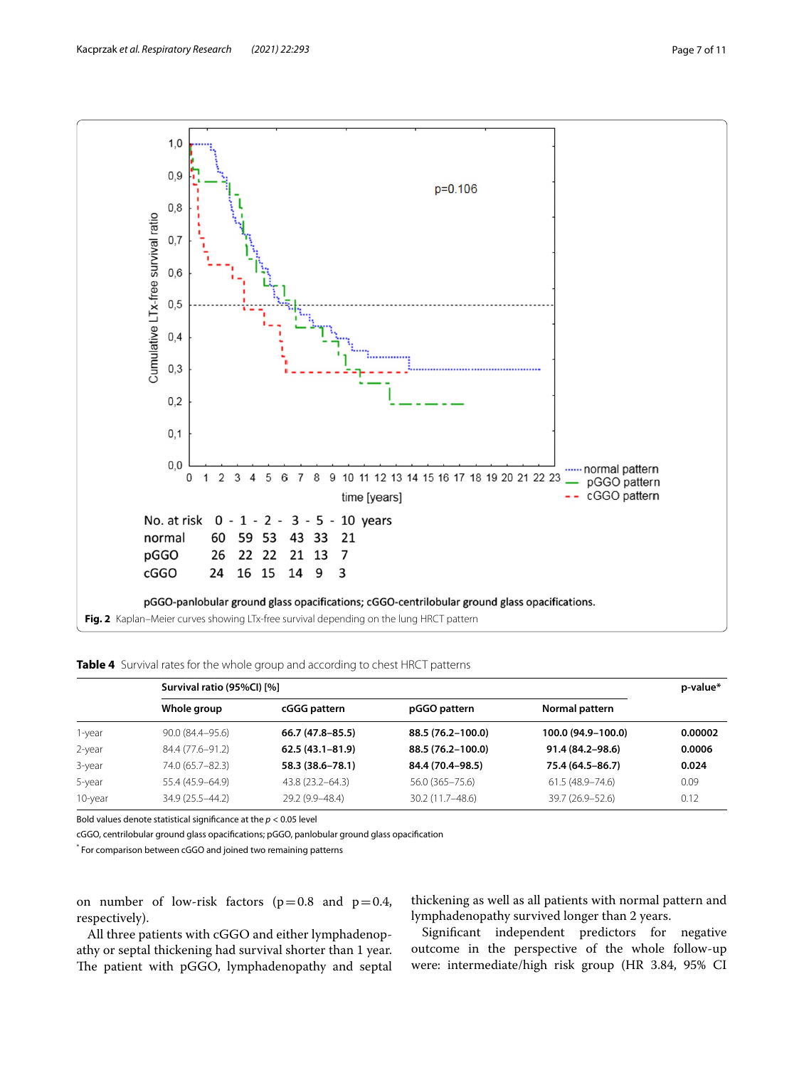No. at risk 0 - 1 - 2 - 3 - 5 - 10 years

| | 0 | 1 | 2 | 3 | 5 | 10 |
|---|---|---|---|---|---|---|
| normal | 60 | 59 | 53 | 43 | 33 | 21 |
| pGGO | 26 | 22 | 22 | 21 | 13 | 7 |
| cGGO | 24 | 16 | 15 | 14 | 9 | 3 |

pGGO-panlobular ground glass opacifications; cGGO-centrilobular ground glass opacifications.

**Fig. 2** Kaplan–Meier curves showing LTx-free survival depending on the lung HRCT pattern

**Table 4** Survival rates for the whole group and according to chest HRCT patterns

| | Survival ratio (95%CI) [%] | | | | p-value* |
|---|---|---|---|---|---|
| | Whole group | cGGG pattern | pGGO pattern | Normal pattern | |
| 1-year | 90.0 (84.4–95.6) | **66.7 (47.8–85.5)** | **88.5 (76.2–100.0)** | **100.0 (94.9–100.0)** | **0.00002** |
| 2-year | 84.4 (77.6–91.2) | **62.5 (43.1–81.9)** | **88.5 (76.2–100.0)** | **91.4 (84.2–98.6)** | **0.0006** |
| 3-year | 74.0 (65.7–82.3) | **58.3 (38.6–78.1)** | **84.4 (70.4–98.5)** | **75.4 (64.5–86.7)** | **0.024** |
| 5-year | 55.4 (45.9–64.9) | 43.8 (23.2–64.3) | 56.0 (365–75.6) | 61.5 (48.9–74.6) | 0.09 |
| 10-year | 34.9 (25.5–44.2) | 29.2 (9.9–48.4) | 30.2 (11.7–48.6) | 39.7 (26.9–52.6) | 0.12 |

Bold values denote statistical significance at the $p < 0.05$ level

cGGO, centrilobular ground glass opacifications; pGGO, panlobular ground glass opacification

\* For comparison between cGGO and joined two remaining patterns

on number of low-risk factors ($p = 0.8$ and $p = 0.4$, respectively).

All three patients with cGGO and either lymphadenopathy or septal thickening had survival shorter than 1 year. The patient with pGGO, lymphadenopathy and septal thickening as well as all patients with normal pattern and lymphadenopathy survived longer than 2 years.

Significant independent predictors for negative outcome in the perspective of the whole follow-up were: intermediate/high risk group (HR 3.84, 95% CI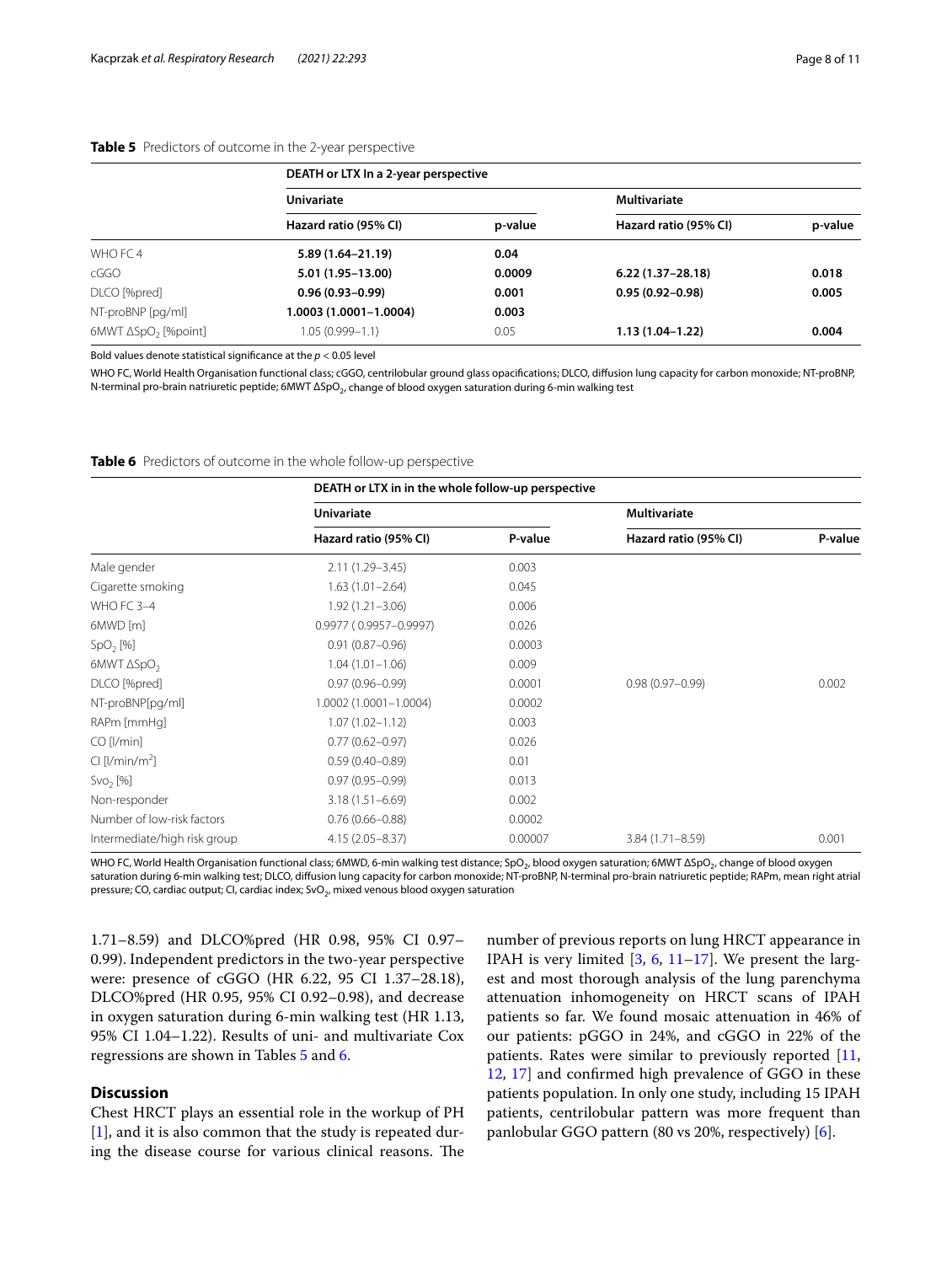**Table 5** Predictors of outcome in the 2-year perspective

| | DEATH or LTX In a 2-year perspective | | | |
|---|---|---|---|---|
| | Univariate | | Multivariate | |
| | Hazard ratio (95% CI) | p-value | Hazard ratio (95% CI) | p-value |
| WHO FC 4 | **5.89 (1.64–21.19)** | **0.04** | | |
| cGGO | **5.01 (1.95–13.00)** | **0.0009** | **6.22 (1.37–28.18)** | **0.018** |
| DLCO [%pred] | **0.96 (0.93–0.99)** | **0.001** | **0.95 (0.92–0.98)** | **0.005** |
| NT-proBNP [pg/ml] | **1.0003 (1.0001–1.0004)** | **0.003** | | |
| 6MWT $\Delta SpO_2$ [%point] | 1.05 (0.999–1.1) | 0.05 | **1.13 (1.04–1.22)** | **0.004** |

Bold values denote statistical significance at the $p < 0.05$ level

WHO FC, World Health Organisation functional class; cGGO, centrilobular ground glass opacifications; DLCO, diffusion lung capacity for carbon monoxide; NT-proBNP, N-terminal pro-brain natriuretic peptide; 6MWT $\Delta SpO_2$, change of blood oxygen saturation during 6-min walking test

**Table 6** Predictors of outcome in the whole follow-up perspective

| | DEATH or LTX in in the whole follow-up perspective | | | |
|---|---|---|---|---|
| | Univariate | | Multivariate | |
| | Hazard ratio (95% CI) | P-value | Hazard ratio (95% CI) | P-value |
| Male gender | 2.11 (1.29–3.45) | 0.003 | | |
| Cigarette smoking | 1.63 (1.01–2.64) | 0.045 | | |
| WHO FC 3–4 | 1.92 (1.21–3.06) | 0.006 | | |
| 6MWD [m] | 0.9977 ( 0.9957–0.9997) | 0.026 | | |
| $SpO_2$ [%] | 0.91 (0.87–0.96) | 0.0003 | | |
| 6MWT $\Delta SpO_2$ | 1.04 (1.01–1.06) | 0.009 | | |
| DLCO [%pred] | 0.97 (0.96–0.99) | 0.0001 | 0.98 (0.97–0.99) | 0.002 |
| NT-proBNP[pg/ml] | 1.0002 (1.0001–1.0004) | 0.0002 | | |
| RAPm [mmHg] | 1.07 (1.02–1.12) | 0.003 | | |
| CO [l/min] | 0.77 (0.62–0.97) | 0.026 | | |
| CI [l/min/m$^2$] | 0.59 (0.40–0.89) | 0.01 | | |
| $SvO_2$ [%] | 0.97 (0.95–0.99) | 0.013 | | |
| Non-responder | 3.18 (1.51–6.69) | 0.002 | | |
| Number of low-risk factors | 0.76 (0.66–0.88) | 0.0002 | | |
| Intermediate/high risk group | 4.15 (2.05–8.37) | 0.00007 | 3.84 (1.71–8.59) | 0.001 |

WHO FC, World Health Organisation functional class; 6MWD, 6-min walking test distance; $SpO_2$, blood oxygen saturation; 6MWT $\Delta SpO_2$, change of blood oxygen saturation during 6-min walking test; DLCO, diffusion lung capacity for carbon monoxide; NT-proBNP, N-terminal pro-brain natriuretic peptide; RAPm, mean right atrial pressure; CO, cardiac output; CI, cardiac index; $SvO_2$, mixed venous blood oxygen saturation

1.71–8.59) and DLCO%pred (HR 0.98, 95% CI 0.97–0.99). Independent predictors in the two-year perspective were: presence of cGGO (HR 6.22, 95 CI 1.37–28.18), DLCO%pred (HR 0.95, 95% CI 0.92–0.98), and decrease in oxygen saturation during 6-min walking test (HR 1.13, 95% CI 1.04–1.22). Results of uni- and multivariate Cox regressions are shown in Tables 5 and 6.

## Discussion

Chest HRCT plays an essential role in the workup of PH [1], and it is also common that the study is repeated during the disease course for various clinical reasons. The number of previous reports on lung HRCT appearance in IPAH is very limited [3, 6, 11–17]. We present the largest and most thorough analysis of the lung parenchyma attenuation inhomogeneity on HRCT scans of IPAH patients so far. We found mosaic attenuation in 46% of our patients: pGGO in 24%, and cGGO in 22% of the patients. Rates were similar to previously reported [11, 12, 17] and confirmed high prevalence of GGO in these patients population. In only one study, including 15 IPAH patients, centrilobular pattern was more frequent than panlobular GGO pattern (80 vs 20%, respectively) [6].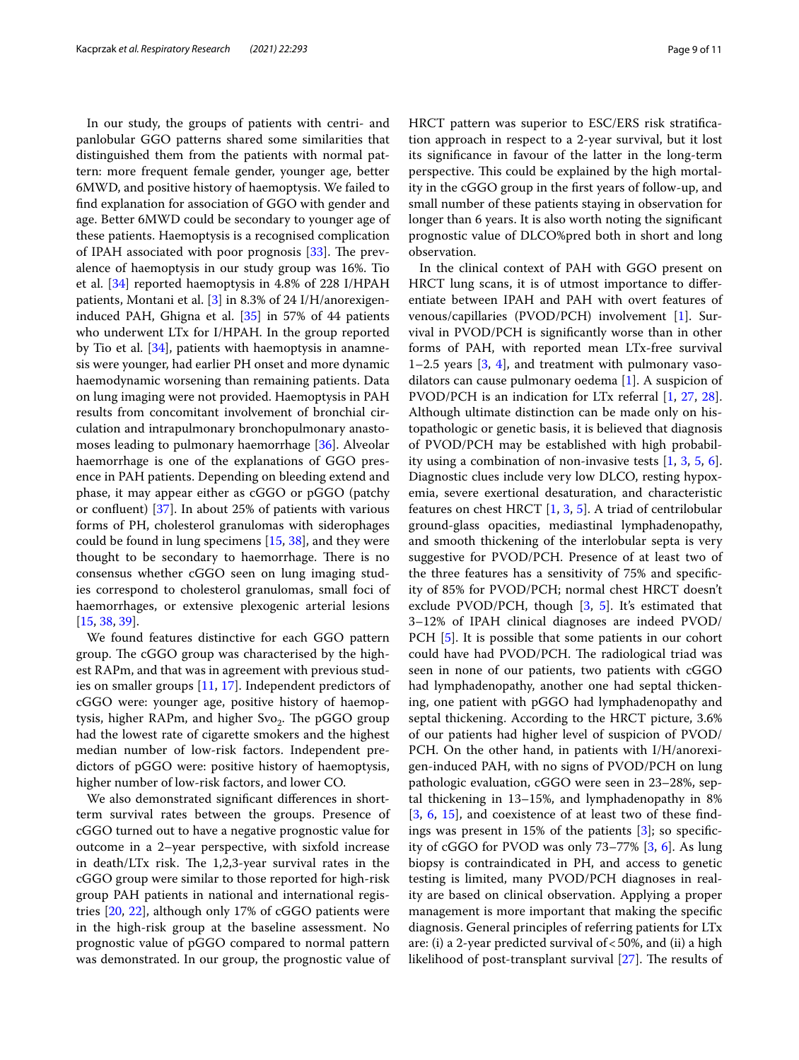In our study, the groups of patients with centri- and panlobular GGO patterns shared some similarities that distinguished them from the patients with normal pattern: more frequent female gender, younger age, better 6MWD, and positive history of haemoptysis. We failed to find explanation for association of GGO with gender and age. Better 6MWD could be secondary to younger age of these patients. Haemoptysis is a recognised complication of IPAH associated with poor prognosis [33]. The prevalence of haemoptysis in our study group was 16%. Tio et al. [34] reported haemoptysis in 4.8% of 228 I/HPAH patients, Montani et al. [3] in 8.3% of 24 I/H/anorexigen-induced PAH, Ghigna et al. [35] in 57% of 44 patients who underwent LTx for I/HPAH. In the group reported by Tio et al. [34], patients with haemoptysis in anamnesis were younger, had earlier PH onset and more dynamic haemodynamic worsening than remaining patients. Data on lung imaging were not provided. Haemoptysis in PAH results from concomitant involvement of bronchial circulation and intrapulmonary bronchopulmonary anastomoses leading to pulmonary haemorrhage [36]. Alveolar haemorrhage is one of the explanations of GGO presence in PAH patients. Depending on bleeding extend and phase, it may appear either as cGGO or pGGO (patchy or confluent) [37]. In about 25% of patients with various forms of PH, cholesterol granulomas with siderophages could be found in lung specimens [15, 38], and they were thought to be secondary to haemorrhage. There is no consensus whether cGGO seen on lung imaging studies correspond to cholesterol granulomas, small foci of haemorrhages, or extensive plexogenic arterial lesions [15, 38, 39].

We found features distinctive for each GGO pattern group. The cGGO group was characterised by the highest RAPm, and that was in agreement with previous studies on smaller groups [11, 17]. Independent predictors of cGGO were: younger age, positive history of haemoptysis, higher RAPm, and higher $Svo_2$. The pGGO group had the lowest rate of cigarette smokers and the highest median number of low-risk factors. Independent predictors of pGGO were: positive history of haemoptysis, higher number of low-risk factors, and lower CO.

We also demonstrated significant differences in short-term survival rates between the groups. Presence of cGGO turned out to have a negative prognostic value for outcome in a 2–year perspective, with sixfold increase in death/LTx risk. The 1,2,3-year survival rates in the cGGO group were similar to those reported for high-risk group PAH patients in national and international registries [20, 22], although only 17% of cGGO patients were in the high-risk group at the baseline assessment. No prognostic value of pGGO compared to normal pattern was demonstrated. In our group, the prognostic value of HRCT pattern was superior to ESC/ERS risk stratification approach in respect to a 2-year survival, but it lost its significance in favour of the latter in the long-term perspective. This could be explained by the high mortality in the cGGO group in the first years of follow-up, and small number of these patients staying in observation for longer than 6 years. It is also worth noting the significant prognostic value of DLCO%pred both in short and long observation.

In the clinical context of PAH with GGO present on HRCT lung scans, it is of utmost importance to differentiate between IPAH and PAH with overt features of venous/capillaries (PVOD/PCH) involvement [1]. Survival in PVOD/PCH is significantly worse than in other forms of PAH, with reported mean LTx-free survival 1–2.5 years [3, 4], and treatment with pulmonary vasodilators can cause pulmonary oedema [1]. A suspicion of PVOD/PCH is an indication for LTx referral [1, 27, 28]. Although ultimate distinction can be made only on histopathologic or genetic basis, it is believed that diagnosis of PVOD/PCH may be established with high probability using a combination of non-invasive tests [1, 3, 5, 6]. Diagnostic clues include very low DLCO, resting hypoxemia, severe exertional desaturation, and characteristic features on chest HRCT [1, 3, 5]. A triad of centrilobular ground-glass opacities, mediastinal lymphadenopathy, and smooth thickening of the interlobular septa is very suggestive for PVOD/PCH. Presence of at least two of the three features has a sensitivity of 75% and specificity of 85% for PVOD/PCH; normal chest HRCT doesn't exclude PVOD/PCH, though [3, 5]. It's estimated that 3–12% of IPAH clinical diagnoses are indeed PVOD/PCH [5]. It is possible that some patients in our cohort could have had PVOD/PCH. The radiological triad was seen in none of our patients, two patients with cGGO had lymphadenopathy, another one had septal thickening, one patient with pGGO had lymphadenopathy and septal thickening. According to the HRCT picture, 3.6% of our patients had higher level of suspicion of PVOD/PCH. On the other hand, in patients with I/H/anorexigen-induced PAH, with no signs of PVOD/PCH on lung pathologic evaluation, cGGO were seen in 23–28%, septal thickening in 13–15%, and lymphadenopathy in 8% [3, 6, 15], and coexistence of at least two of these findings was present in 15% of the patients [3]; so specificity of cGGO for PVOD was only 73–77% [3, 6]. As lung biopsy is contraindicated in PH, and access to genetic testing is limited, many PVOD/PCH diagnoses in reality are based on clinical observation. Applying a proper management is more important that making the specific diagnosis. General principles of referring patients for LTx are: (i) a 2-year predicted survival of < 50%, and (ii) a high likelihood of post-transplant survival [27]. The results of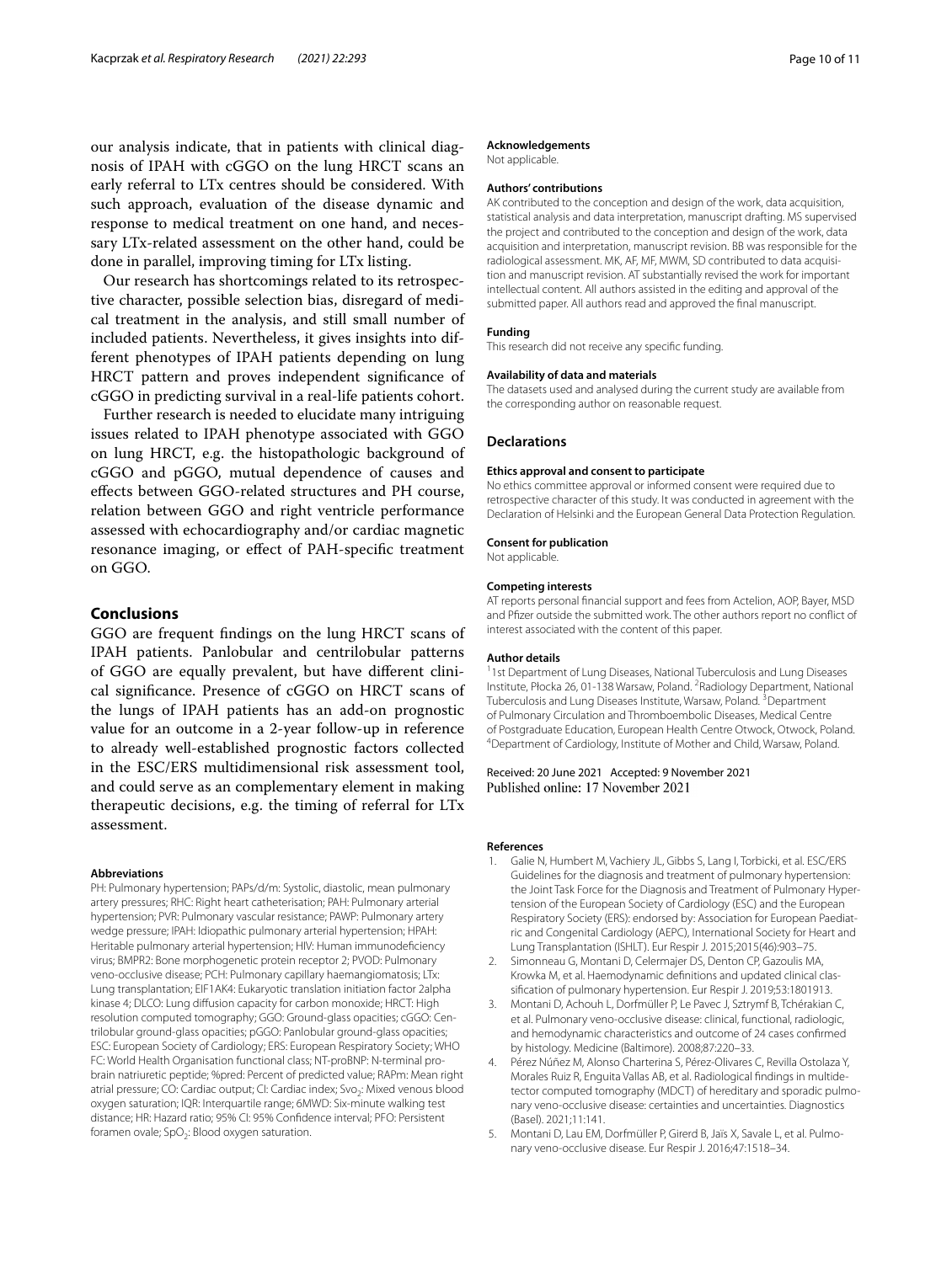our analysis indicate, that in patients with clinical diagnosis of IPAH with cGGO on the lung HRCT scans an early referral to LTx centres should be considered. With such approach, evaluation of the disease dynamic and response to medical treatment on one hand, and necessary LTx-related assessment on the other hand, could be done in parallel, improving timing for LTx listing.

Our research has shortcomings related to its retrospective character, possible selection bias, disregard of medical treatment in the analysis, and still small number of included patients. Nevertheless, it gives insights into different phenotypes of IPAH patients depending on lung HRCT pattern and proves independent significance of cGGO in predicting survival in a real-life patients cohort.

Further research is needed to elucidate many intriguing issues related to IPAH phenotype associated with GGO on lung HRCT, e.g. the histopathologic background of cGGO and pGGO, mutual dependence of causes and effects between GGO-related structures and PH course, relation between GGO and right ventricle performance assessed with echocardiography and/or cardiac magnetic resonance imaging, or effect of PAH-specific treatment on GGO.

## Conclusions

GGO are frequent findings on the lung HRCT scans of IPAH patients. Panlobular and centrilobular patterns of GGO are equally prevalent, but have different clinical significance. Presence of cGGO on HRCT scans of the lungs of IPAH patients has an add-on prognostic value for an outcome in a 2-year follow-up in reference to already well-established prognostic factors collected in the ESC/ERS multidimensional risk assessment tool, and could serve as an complementary element in making therapeutic decisions, e.g. the timing of referral for LTx assessment.

#### Abbreviations

PH: Pulmonary hypertension; PAPs/d/m: Systolic, diastolic, mean pulmonary artery pressures; RHC: Right heart catheterisation; PAH: Pulmonary arterial hypertension; PVR: Pulmonary vascular resistance; PAWP: Pulmonary artery wedge pressure; IPAH: Idiopathic pulmonary arterial hypertension; HPAH: Heritable pulmonary arterial hypertension; HIV: Human immunodeficiency virus; BMPR2: Bone morphogenetic protein receptor 2; PVOD: Pulmonary veno-occlusive disease; PCH: Pulmonary capillary haemangiomatosis; LTx: Lung transplantation; EIF1AK4: Eukaryotic translation initiation factor 2alpha kinase 4; DLCO: Lung diffusion capacity for carbon monoxide; HRCT: High resolution computed tomography; GGO: Ground-glass opacities; cGGO: Centrilobular ground-glass opacities; pGGO: Panlobular ground-glass opacities; ESC: European Society of Cardiology; ERS: European Respiratory Society; WHO FC: World Health Organisation functional class; NT-proBNP: N-terminal probrain natriuretic peptide; %pred: Percent of predicted value; RAPm: Mean right atrial pressure; CO: Cardiac output; CI: Cardiac index; $Svo_2$: Mixed venous blood oxygen saturation; IQR: Interquartile range; 6MWD: Six-minute walking test distance; HR: Hazard ratio; 95% CI: 95% Confidence interval; PFO: Persistent foramen ovale; $SpO_2$: Blood oxygen saturation.

#### Acknowledgements

Not applicable.

#### Authors' contributions

AK contributed to the conception and design of the work, data acquisition, statistical analysis and data interpretation, manuscript drafting. MS supervised the project and contributed to the conception and design of the work, data acquisition and interpretation, manuscript revision. BB was responsible for the radiological assessment. MK, AF, MF, MWM, SD contributed to data acquisition and manuscript revision. AT substantially revised the work for important intellectual content. All authors assisted in the editing and approval of the submitted paper. All authors read and approved the final manuscript.

#### Funding

This research did not receive any specific funding.

#### Availability of data and materials

The datasets used and analysed during the current study are available from the corresponding author on reasonable request.

### Declarations

#### Ethics approval and consent to participate

No ethics committee approval or informed consent were required due to retrospective character of this study. It was conducted in agreement with the Declaration of Helsinki and the European General Data Protection Regulation.

#### Consent for publication

Not applicable.

#### Competing interests

AT reports personal financial support and fees from Actelion, AOP, Bayer, MSD and Pfizer outside the submitted work. The other authors report no conflict of interest associated with the content of this paper.

#### Author details

[1] 1st Department of Lung Diseases, National Tuberculosis and Lung Diseases Institute, Płocka 26, 01-138 Warsaw, Poland. [2] Radiology Department, National Tuberculosis and Lung Diseases Institute, Warsaw, Poland. [3] Department of Pulmonary Circulation and Thromboembolic Diseases, Medical Centre of Postgraduate Education, European Health Centre Otwock, Otwock, Poland. [4] Department of Cardiology, Institute of Mother and Child, Warsaw, Poland.

Received: 20 June 2021 Accepted: 9 November 2021
Published online: 17 November 2021

#### References

1. Galie N, Humbert M, Vachiery JL, Gibbs S, Lang I, Torbicki, et al. ESC/ERS Guidelines for the diagnosis and treatment of pulmonary hypertension: the Joint Task Force for the Diagnosis and Treatment of Pulmonary Hypertension of the European Society of Cardiology (ESC) and the European Respiratory Society (ERS): endorsed by: Association for European Paediatric and Congenital Cardiology (AEPC), International Society for Heart and Lung Transplantation (ISHLT). Eur Respir J. 2015;2015(46):903–75.
2. Simonneau G, Montani D, Celermajer DS, Denton CP, Gazoulis MA, Krowka M, et al. Haemodynamic definitions and updated clinical classification of pulmonary hypertension. Eur Respir J. 2019;53:1801913.
3. Montani D, Achouh L, Dorfmüller P, Le Pavec J, Sztrymf B, Tchérakian C, et al. Pulmonary veno-occlusive disease: clinical, functional, radiologic, and hemodynamic characteristics and outcome of 24 cases confirmed by histology. Medicine (Baltimore). 2008;87:220–33.
4. Pérez Núñez M, Alonso Charterina S, Pérez-Olivares C, Revilla Ostolaza Y, Morales Ruiz R, Enguita Vallas AB, et al. Radiological findings in multidetector computed tomography (MDCT) of hereditary and sporadic pulmonary veno-occlusive disease: certainties and uncertainties. Diagnostics (Basel). 2021;11:141.
5. Montani D, Lau EM, Dorfmüller P, Girerd B, Jaïs X, Savale L, et al. Pulmonary veno-occlusive disease. Eur Respir J. 2016;47:1518–34.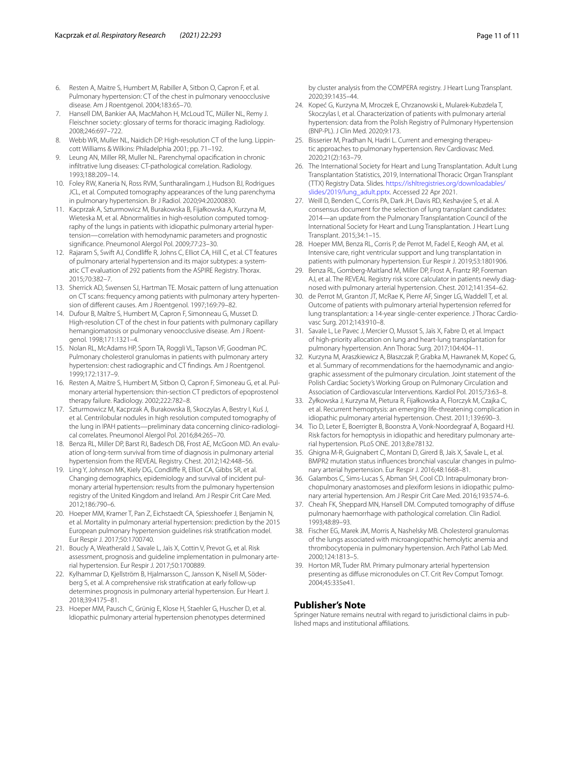6. Resten A, Maitre S, Humbert M, Rabiller A, Sitbon O, Capron F, et al. Pulmonary hypertension: CT of the chest in pulmonary venoocclusive disease. Am J Roentgenol. 2004;183:65–70.
7. Hansell DM, Bankier AA, MacMahon H, McLoud TC, Müller NL, Remy J. Fleischner society: glossary of terms for thoracic imaging. Radiology. 2008;246:697–722.
8. Webb WR, Muller NL, Naidich DP. High-resolution CT of the lung. Lippincott Williams & Wilkins: Philadelphia 2001; pp. 71–192.
9. Leung AN, Miller RR, Muller NL. Parenchymal opacification in chronic infiltrative lung diseases: CT-pathological correlation. Radiology. 1993;188:209–14.
10. Foley RW, Kaneria N, Ross RVM, Suntharalingam J, Hudson BJ, Rodrigues JCL, et al. Computed tomography appearances of the lung parenchyma in pulmonary hypertension. Br J Radiol. 2020;94:20200830.
11. Kacprzak A, Szturmowicz M, Burakowska B, Fijałkowska A, Kurzyna M, Wieteska M, et al. Abnormalities in high-resolution computed tomography of the lungs in patients with idiopathic pulmonary arterial hypertension—correlation with hemodynamic parameters and prognostic significance. Pneumonol Alergol Pol. 2009;77:23–30.
12. Rajaram S, Swift AJ, Condliffe R, Johns C, Elliot CA, Hill C, et al. CT features of pulmonary arterial hypertension and its major subtypes: a systematic CT evaluation of 292 patients from the ASPIRE Registry. Thorax. 2015;70:382–7.
13. Sherrick AD, Swensen SJ, Hartman TE. Mosaic pattern of lung attenuation on CT scans: frequency among patients with pulmonary artery hypertension of different causes. Am J Roentgenol. 1997;169:79–82.
14. Dufour B, Maître S, Humbert M, Capron F, Simonneau G, Musset D. High-resolution CT of the chest in four patients with pulmonary capillary hemangiomatosis or pulmonary venoocclusive disease. Am J Roentgenol. 1998;171:1321–4.
15. Nolan RL, McAdams HP, Sporn TA, Roggli VL, Tapson VF, Goodman PC. Pulmonary cholesterol granulomas in patients with pulmonary artery hypertension: chest radiographic and CT findings. Am J Roentgenol. 1999;172:1317–9.
16. Resten A, Maitre S, Humbert M, Sitbon O, Capron F, Simoneau G, et al. Pulmonary arterial hypertension: thin-section CT predictors of epoprostenol therapy failure. Radiology. 2002;222:782–8.
17. Szturmowicz M, Kacprzak A, Burakowska B, Skoczylas A, Bestry I, Kuś J, et al. Centrilobular nodules in high resolution computed tomography of the lung in IPAH patients—preliminary data concerning clinico-radiological correlates. Pneumonol Alergol Pol. 2016;84:265–70.
18. Benza RL, Miller DP, Barst RJ, Badesch DB, Frost AE, McGoon MD. An evaluation of long-term survival from time of diagnosis in pulmonary arterial hypertension from the REVEAL Registry. Chest. 2012;142:448–56.
19. Ling Y, Johnson MK, Kiely DG, Condliffe R, Elliot CA, Gibbs SR, et al. Changing demographics, epidemiology and survival of incident pulmonary arterial hypertension: results from the pulmonary hypertension registry of the United Kingdom and Ireland. Am J Respir Crit Care Med. 2012;186:790–6.
20. Hoeper MM, Kramer T, Pan Z, Eichstaedt CA, Spiesshoefer J, Benjamin N, et al. Mortality in pulmonary arterial hypertension: prediction by the 2015 European pulmonary hypertension guidelines risk stratification model. Eur Respir J. 2017;50:1700740.
21. Boucly A, Weatherald J, Savale L, Jaïs X, Cottin V, Prevot G, et al. Risk assessment, prognosis and guideline implementation in pulmonary arterial hypertension. Eur Respir J. 2017;50:1700889.
22. Kylhammar D, Kjellström B, Hjalmarsson C, Jansson K, Nisell M, Söderberg S, et al. A comprehensive risk stratification at early follow-up determines prognosis in pulmonary arterial hypertension. Eur Heart J. 2018;39:4175–81.
23. Hoeper MM, Pausch C, Grünig E, Klose H, Staehler G, Huscher D, et al. Idiopathic pulmonary arterial hypertension phenotypes determined by cluster analysis from the COMPERA registry. J Heart Lung Transplant. 2020;39:1435–44.
24. Kopeć G, Kurzyna M, Mroczek E, Chrzanowski Ł, Mularek-Kubzdela T, Skoczylas I, et al. Characterization of patients with pulmonary arterial hypertension: data from the Polish Registry of Pulmonary Hypertension (BNP-PL). J Clin Med. 2020;9:173.
25. Bisserier M, Pradhan N, Hadri L. Current and emerging therapeutic approaches to pulmonary hypertension. Rev Cardiovasc Med. 2020;21(2):163–79.
26. The International Society for Heart and Lung Transplantation. Adult Lung Transplantation Statistics, 2019, International Thoracic Organ Transplant (TTX) Registry Data. Slides. https://ishltregistries.org/downloadables/slides/2019/lung_adult.pptx. Accessed 22 Apr 2021.
27. Weill D, Benden C, Corris PA, Dark JH, Davis RD, Keshavjee S, et al. A consensus document for the selection of lung transplant candidates: 2014—an update from the Pulmonary Transplantation Council of the International Society for Heart and Lung Transplantation. J Heart Lung Transplant. 2015;34:1–15.
28. Hoeper MM, Benza RL, Corris P, de Perrot M, Fadel E, Keogh AM, et al. Intensive care, right ventricular support and lung transplantation in patients with pulmonary hypertension. Eur Respir J. 2019;53:1801906.
29. Benza RL, Gomberg-Maitland M, Miller DP, Frost A, Frantz RP, Foreman AJ, et al. The REVEAL Registry risk score calculator in patients newly diagnosed with pulmonary arterial hypertension. Chest. 2012;141:354–62.
30. de Perrot M, Granton JT, McRae K, Pierre AF, Singer LG, Waddell T, et al. Outcome of patients with pulmonary arterial hypertension referred for lung transplantation: a 14-year single-center experience. J Thorac Cardiovasc Surg. 2012;143:910–8.
31. Savale L, Le Pavec J, Mercier O, Mussot S, Jaïs X, Fabre D, et al. Impact of high-priority allocation on lung and heart-lung transplantation for pulmonary hypertension. Ann Thorac Surg. 2017;104:404–11.
32. Kurzyna M, Araszkiewicz A, Błaszczak P, Grabka M, Hawranek M, Kopeć G, et al. Summary of recommendations for the haemodynamic and angiographic assessment of the pulmonary circulation. Joint statement of the Polish Cardiac Society's Working Group on Pulmonary Circulation and Association of Cardiovascular Interventions. Kardiol Pol. 2015;73:63–8.
33. Żyłkowska J, Kurzyna M, Pietura R, Fijałkowska A, Florczyk M, Czajka C, et al. Recurrent hemoptysis: an emerging life-threatening complication in idiopathic pulmonary arterial hypertension. Chest. 2011;139:690–3.
34. Tio D, Leter E, Boerrigter B, Boonstra A, Vonk-Noordegraaf A, Bogaard HJ. Risk factors for hemoptysis in idiopathic and hereditary pulmonary arterial hypertension. PLoS ONE. 2013;8:e78132.
35. Ghigna M-R, Guignabert C, Montani D, Girerd B, Jaïs X, Savale L, et al. BMPR2 mutation status influences bronchial vascular changes in pulmonary arterial hypertension. Eur Respir J. 2016;48:1668–81.
36. Galambos C, Sims-Lucas S, Abman SH, Cool CD. Intrapulmonary bronchopulmonary anastomoses and plexiform lesions in idiopathic pulmonary arterial hypertension. Am J Respir Crit Care Med. 2016;193:574–6.
37. Cheah FK, Sheppard MN, Hansell DM. Computed tomography of diffuse pulmonary haemorrhage with pathological correlation. Clin Radiol. 1993;48:89–93.
38. Fischer EG, Marek JM, Morris A, Nashelsky MB. Cholesterol granulomas of the lungs associated with microangiopathic hemolytic anemia and thrombocytopenia in pulmonary hypertension. Arch Pathol Lab Med. 2000;124:1813–5.
39. Horton MR, Tuder RM. Primary pulmonary arterial hypertension presenting as diffuse micronodules on CT. Crit Rev Comput Tomogr. 2004;45:335e41.

## Publisher's Note

Springer Nature remains neutral with regard to jurisdictional claims in published maps and institutional affiliations.